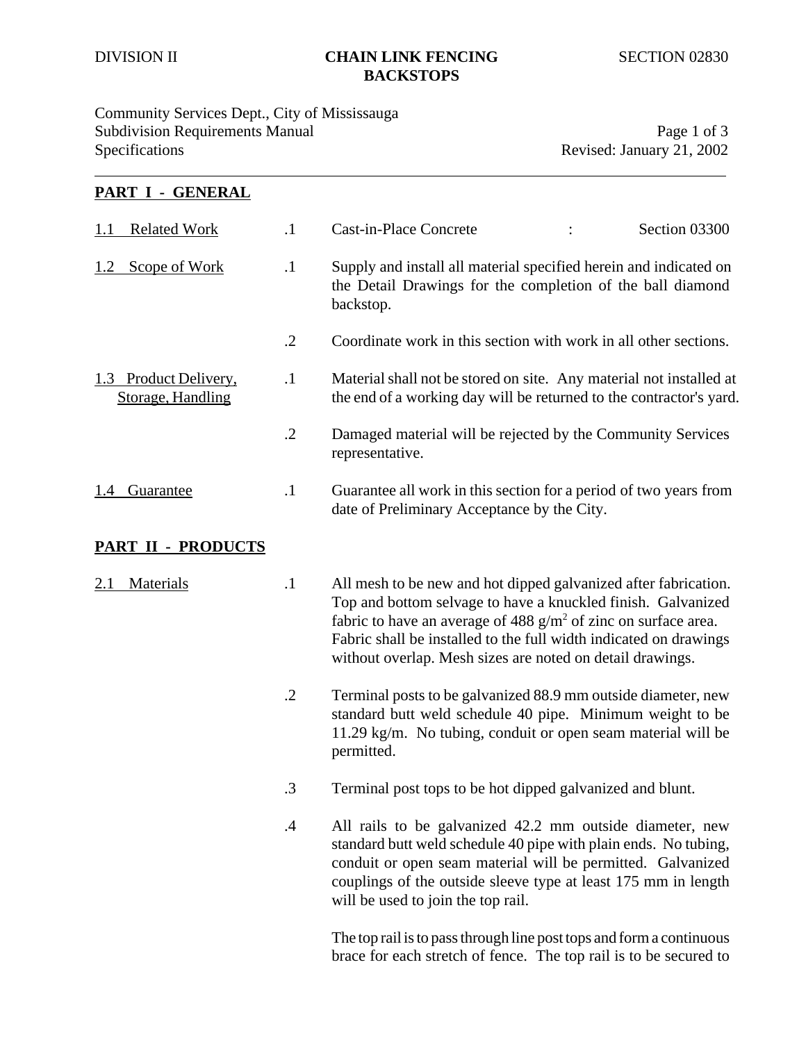DIVISION II **CHAIN LINK FENCING BACKSTOPS** SECTION 02830

Community Services Dept., City of Mississauga
Subdivision Requirements Manual
Specifications
Revised: January 21, 2002

## PART I - GENERAL

**1.1 Related Work**

.1 Cast-in-Place Concrete : Section 03300

**1.2 Scope of Work**

.1 Supply and install all material specified herein and indicated on the Detail Drawings for the completion of the ball diamond backstop.

.2 Coordinate work in this section with work in all other sections.

**1.3 Product Delivery, Storage, Handling**

.1 Material shall not be stored on site. Any material not installed at the end of a working day will be returned to the contractor's yard.

.2 Damaged material will be rejected by the Community Services representative.

**1.4 Guarantee**

.1 Guarantee all work in this section for a period of two years from date of Preliminary Acceptance by the City.

## PART II - PRODUCTS

**2.1 Materials**

.1 All mesh to be new and hot dipped galvanized after fabrication. Top and bottom selvage to have a knuckled finish. Galvanized fabric to have an average of 488 $g/m^2$ of zinc on surface area. Fabric shall be installed to the full width indicated on drawings without overlap. Mesh sizes are noted on detail drawings.

.2 Terminal posts to be galvanized 88.9 mm outside diameter, new standard butt weld schedule 40 pipe. Minimum weight to be 11.29 kg/m. No tubing, conduit or open seam material will be permitted.

.3 Terminal post tops to be hot dipped galvanized and blunt.

.4 All rails to be galvanized 42.2 mm outside diameter, new standard butt weld schedule 40 pipe with plain ends. No tubing, conduit or open seam material will be permitted. Galvanized couplings of the outside sleeve type at least 175 mm in length will be used to join the top rail.

The top rail is to pass through line post tops and form a continuous brace for each stretch of fence. The top rail is to be secured to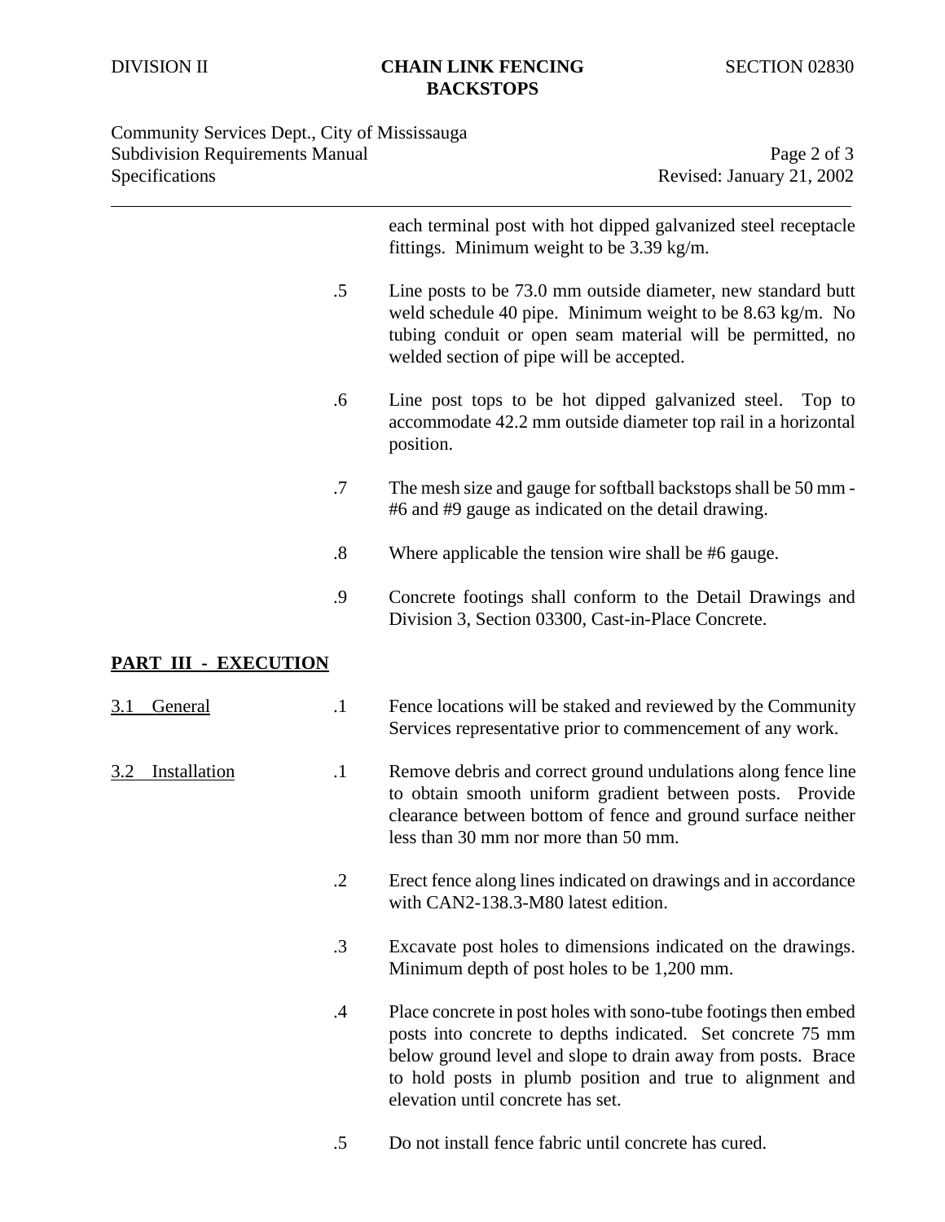each terminal post with hot dipped galvanized steel receptacle fittings. Minimum weight to be 3.39 kg/m.

.5 Line posts to be 73.0 mm outside diameter, new standard butt weld schedule 40 pipe. Minimum weight to be 8.63 kg/m. No tubing conduit or open seam material will be permitted, no welded section of pipe will be accepted.

.6 Line post tops to be hot dipped galvanized steel. Top to accommodate 42.2 mm outside diameter top rail in a horizontal position.

.7 The mesh size and gauge for softball backstops shall be 50 mm - #6 and #9 gauge as indicated on the detail drawing.

.8 Where applicable the tension wire shall be #6 gauge.

.9 Concrete footings shall conform to the Detail Drawings and Division 3, Section 03300, Cast-in-Place Concrete.

## PART III - EXECUTION

### 3.1 General

.1 Fence locations will be staked and reviewed by the Community Services representative prior to commencement of any work.

### 3.2 Installation

.1 Remove debris and correct ground undulations along fence line to obtain smooth uniform gradient between posts. Provide clearance between bottom of fence and ground surface neither less than 30 mm nor more than 50 mm.

.2 Erect fence along lines indicated on drawings and in accordance with CAN2-138.3-M80 latest edition.

.3 Excavate post holes to dimensions indicated on the drawings. Minimum depth of post holes to be 1,200 mm.

.4 Place concrete in post holes with sono-tube footings then embed posts into concrete to depths indicated. Set concrete 75 mm below ground level and slope to drain away from posts. Brace to hold posts in plumb position and true to alignment and elevation until concrete has set.

.5 Do not install fence fabric until concrete has cured.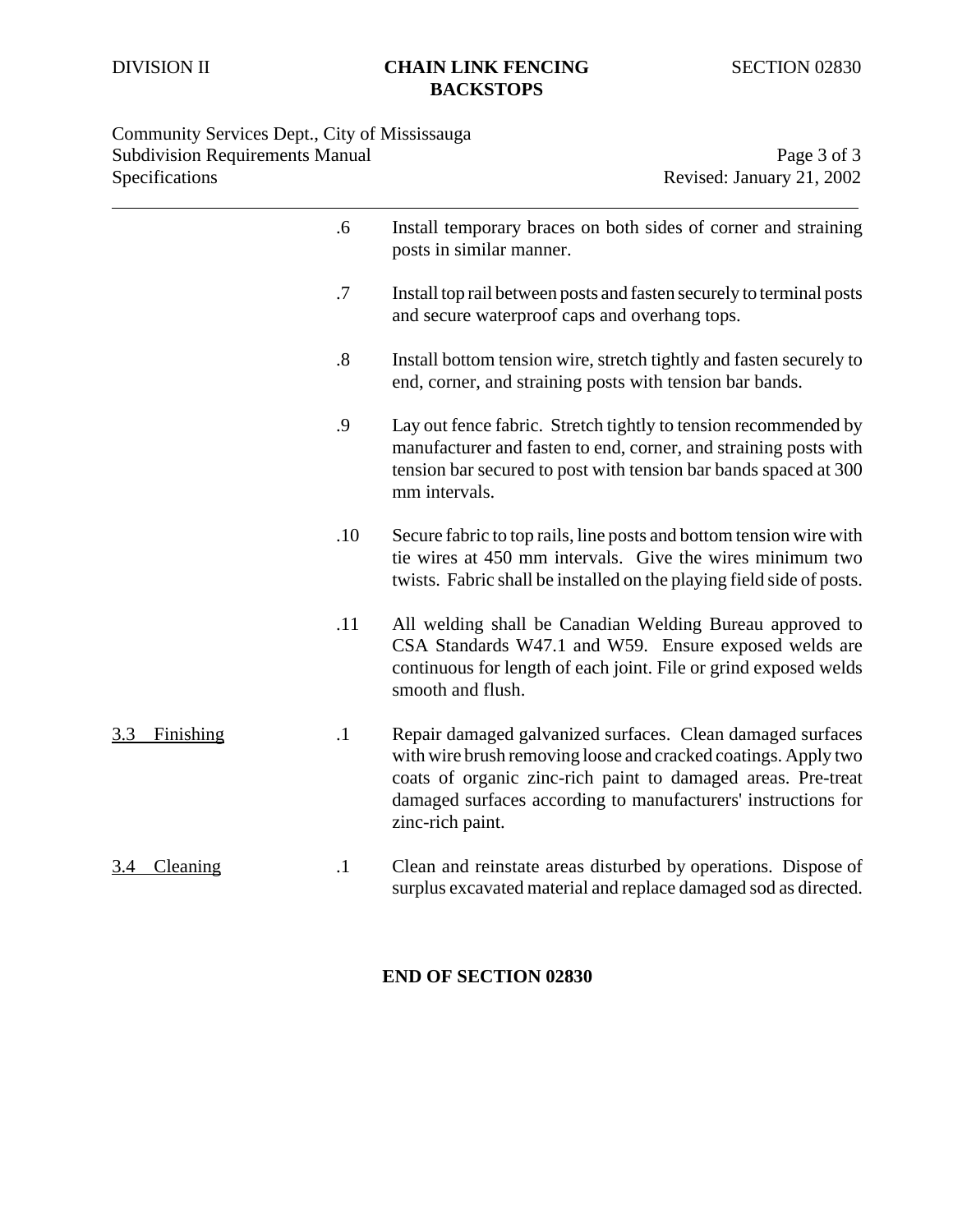.6 Install temporary braces on both sides of corner and straining posts in similar manner.

.7 Install top rail between posts and fasten securely to terminal posts and secure waterproof caps and overhang tops.

.8 Install bottom tension wire, stretch tightly and fasten securely to end, corner, and straining posts with tension bar bands.

.9 Lay out fence fabric. Stretch tightly to tension recommended by manufacturer and fasten to end, corner, and straining posts with tension bar secured to post with tension bar bands spaced at 300 mm intervals.

.10 Secure fabric to top rails, line posts and bottom tension wire with tie wires at 450 mm intervals. Give the wires minimum two twists. Fabric shall be installed on the playing field side of posts.

.11 All welding shall be Canadian Welding Bureau approved to CSA Standards W47.1 and W59. Ensure exposed welds are continuous for length of each joint. File or grind exposed welds smooth and flush.

### 3.3 Finishing

.1 Repair damaged galvanized surfaces. Clean damaged surfaces with wire brush removing loose and cracked coatings. Apply two coats of organic zinc-rich paint to damaged areas. Pre-treat damaged surfaces according to manufacturers' instructions for zinc-rich paint.

### 3.4 Cleaning

.1 Clean and reinstate areas disturbed by operations. Dispose of surplus excavated material and replace damaged sod as directed.

**END OF SECTION 02830**